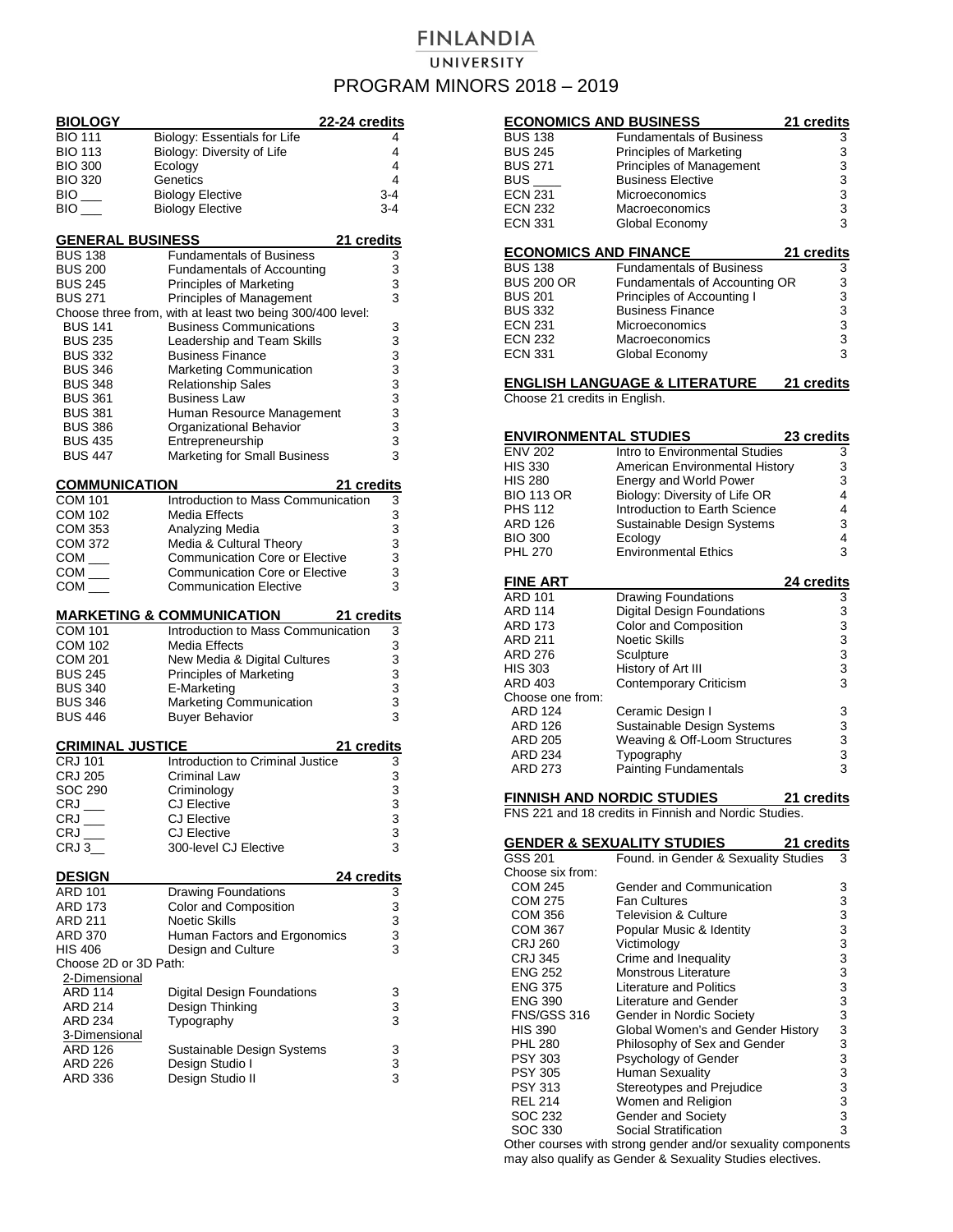# FINLANDIA UNIVERSITY

## PROGRAM MINORS 2018 – 2019

### BIOLOGY — 22-24 credits

| Course | Title | Credits |
|---|---|---|
| BIO 111 | Biology: Essentials for Life | 4 |
| BIO 113 | Biology: Diversity of Life | 4 |
| BIO 300 | Ecology | 4 |
| BIO 320 | Genetics | 4 |
| BIO ___ | Biology Elective | 3-4 |
| BIO ___ | Biology Elective | 3-4 |

### GENERAL BUSINESS — 21 credits

| Course | Title | Credits |
|---|---|---|
| BUS 138 | Fundamentals of Business | 3 |
| BUS 200 | Fundamentals of Accounting | 3 |
| BUS 245 | Principles of Marketing | 3 |
| BUS 271 | Principles of Management | 3 |
| Choose three from, with at least two being 300/400 level: | | |
| BUS 141 | Business Communications | 3 |
| BUS 235 | Leadership and Team Skills | 3 |
| BUS 332 | Business Finance | 3 |
| BUS 346 | Marketing Communication | 3 |
| BUS 348 | Relationship Sales | 3 |
| BUS 361 | Business Law | 3 |
| BUS 381 | Human Resource Management | 3 |
| BUS 386 | Organizational Behavior | 3 |
| BUS 435 | Entrepreneurship | 3 |
| BUS 447 | Marketing for Small Business | 3 |

### COMMUNICATION — 21 credits

| Course | Title | Credits |
|---|---|---|
| COM 101 | Introduction to Mass Communication | 3 |
| COM 102 | Media Effects | 3 |
| COM 353 | Analyzing Media | 3 |
| COM 372 | Media & Cultural Theory | 3 |
| COM ___ | Communication Core or Elective | 3 |
| COM ___ | Communication Core or Elective | 3 |
| COM ___ | Communication Elective | 3 |

### MARKETING & COMMUNICATION — 21 credits

| Course | Title | Credits |
|---|---|---|
| COM 101 | Introduction to Mass Communication | 3 |
| COM 102 | Media Effects | 3 |
| COM 201 | New Media & Digital Cultures | 3 |
| BUS 245 | Principles of Marketing | 3 |
| BUS 340 | E-Marketing | 3 |
| BUS 346 | Marketing Communication | 3 |
| BUS 446 | Buyer Behavior | 3 |

### CRIMINAL JUSTICE — 21 credits

| Course | Title | Credits |
|---|---|---|
| CRJ 101 | Introduction to Criminal Justice | 3 |
| CRJ 205 | Criminal Law | 3 |
| SOC 290 | Criminology | 3 |
| CRJ ___ | CJ Elective | 3 |
| CRJ ___ | CJ Elective | 3 |
| CRJ ___ | CJ Elective | 3 |
| CRJ 3__ | 300-level CJ Elective | 3 |

### DESIGN — 24 credits

| Course | Title | Credits |
|---|---|---|
| ARD 101 | Drawing Foundations | 3 |
| ARD 173 | Color and Composition | 3 |
| ARD 211 | Noetic Skills | 3 |
| ARD 370 | Human Factors and Ergonomics | 3 |
| HIS 406 | Design and Culture | 3 |
| Choose 2D or 3D Path: | | |
| 2-Dimensional | | |
| ARD 114 | Digital Design Foundations | 3 |
| ARD 214 | Design Thinking | 3 |
| ARD 234 | Typography | 3 |
| 3-Dimensional | | |
| ARD 126 | Sustainable Design Systems | 3 |
| ARD 226 | Design Studio I | 3 |
| ARD 336 | Design Studio II | 3 |

### ECONOMICS AND BUSINESS — 21 credits

| Course | Title | Credits |
|---|---|---|
| BUS 138 | Fundamentals of Business | 3 |
| BUS 245 | Principles of Marketing | 3 |
| BUS 271 | Principles of Management | 3 |
| BUS ____ | Business Elective | 3 |
| ECN 231 | Microeconomics | 3 |
| ECN 232 | Macroeconomics | 3 |
| ECN 331 | Global Economy | 3 |

### ECONOMICS AND FINANCE — 21 credits

| Course | Title | Credits |
|---|---|---|
| BUS 138 | Fundamentals of Business | 3 |
| BUS 200 OR | Fundamentals of Accounting OR | 3 |
| BUS 201 | Principles of Accounting I | 3 |
| BUS 332 | Business Finance | 3 |
| ECN 231 | Microeconomics | 3 |
| ECN 232 | Macroeconomics | 3 |
| ECN 331 | Global Economy | 3 |

### ENGLISH LANGUAGE & LITERATURE — 21 credits

Choose 21 credits in English.

### ENVIRONMENTAL STUDIES — 23 credits

| Course | Title | Credits |
|---|---|---|
| ENV 202 | Intro to Environmental Studies | 3 |
| HIS 330 | American Environmental History | 3 |
| HIS 280 | Energy and World Power | 3 |
| BIO 113 OR | Biology: Diversity of Life OR | 4 |
| PHS 112 | Introduction to Earth Science | 4 |
| ARD 126 | Sustainable Design Systems | 3 |
| BIO 300 | Ecology | 4 |
| PHL 270 | Environmental Ethics | 3 |

### FINE ART — 24 credits

| Course | Title | Credits |
|---|---|---|
| ARD 101 | Drawing Foundations | 3 |
| ARD 114 | Digital Design Foundations | 3 |
| ARD 173 | Color and Composition | 3 |
| ARD 211 | Noetic Skills | 3 |
| ARD 276 | Sculpture | 3 |
| HIS 303 | History of Art III | 3 |
| ARD 403 | Contemporary Criticism | 3 |
| Choose one from: | | |
| ARD 124 | Ceramic Design I | 3 |
| ARD 126 | Sustainable Design Systems | 3 |
| ARD 205 | Weaving & Off-Loom Structures | 3 |
| ARD 234 | Typography | 3 |
| ARD 273 | Painting Fundamentals | 3 |

### FINNISH AND NORDIC STUDIES — 21 credits

FNS 221 and 18 credits in Finnish and Nordic Studies.

### GENDER & SEXUALITY STUDIES — 21 credits

| Course | Title | Credits |
|---|---|---|
| GSS 201 | Found. in Gender & Sexuality Studies | 3 |
| Choose six from: | | |
| COM 245 | Gender and Communication | 3 |
| COM 275 | Fan Cultures | 3 |
| COM 356 | Television & Culture | 3 |
| COM 367 | Popular Music & Identity | 3 |
| CRJ 260 | Victimology | 3 |
| CRJ 345 | Crime and Inequality | 3 |
| ENG 252 | Monstrous Literature | 3 |
| ENG 375 | Literature and Politics | 3 |
| ENG 390 | Literature and Gender | 3 |
| FNS/GSS 316 | Gender in Nordic Society | 3 |
| HIS 390 | Global Women's and Gender History | 3 |
| PHL 280 | Philosophy of Sex and Gender | 3 |
| PSY 303 | Psychology of Gender | 3 |
| PSY 305 | Human Sexuality | 3 |
| PSY 313 | Stereotypes and Prejudice | 3 |
| REL 214 | Women and Religion | 3 |
| SOC 232 | Gender and Society | 3 |
| SOC 330 | Social Stratification | 3 |

Other courses with strong gender and/or sexuality components may also qualify as Gender & Sexuality Studies electives.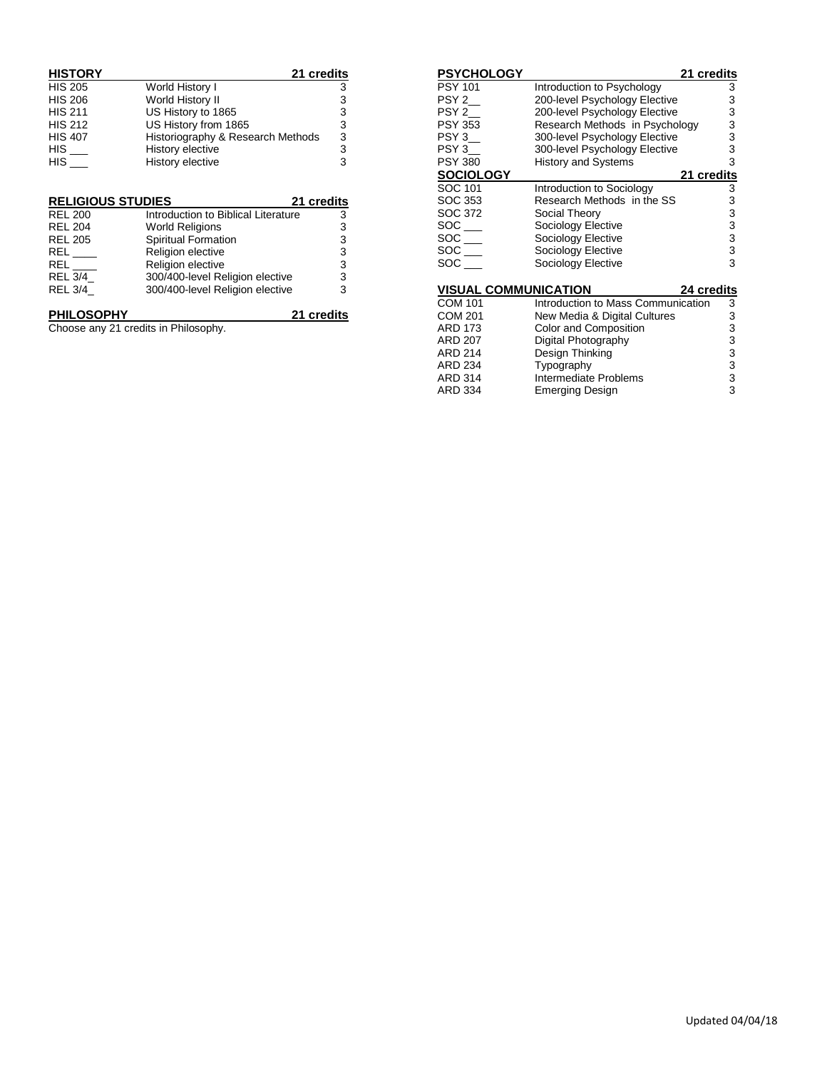| HISTORY | | 21 credits |
|---|---|---|
| HIS 205 | World History I | 3 |
| HIS 206 | World History II | 3 |
| HIS 211 | US History to 1865 | 3 |
| HIS 212 | US History from 1865 | 3 |
| HIS 407 | Historiography & Research Methods | 3 |
| HIS ___ | History elective | 3 |
| HIS ___ | History elective | 3 |

| RELIGIOUS STUDIES | | 21 credits |
|---|---|---|
| REL 200 | Introduction to Biblical Literature | 3 |
| REL 204 | World Religions | 3 |
| REL 205 | Spiritual Formation | 3 |
| REL ____ | Religion elective | 3 |
| REL ____ | Religion elective | 3 |
| REL 3/4_ | 300/400-level Religion elective | 3 |
| REL 3/4_ | 300/400-level Religion elective | 3 |

**PHILOSOPHY** **21 credits**

Choose any 21 credits in Philosophy.

| PSYCHOLOGY | | 21 credits |
|---|---|---|
| PSY 101 | Introduction to Psychology | 3 |
| PSY 2__ | 200-level Psychology Elective | 3 |
| PSY 2__ | 200-level Psychology Elective | 3 |
| PSY 353 | Research Methods in Psychology | 3 |
| PSY 3__ | 300-level Psychology Elective | 3 |
| PSY 3__ | 300-level Psychology Elective | 3 |
| PSY 380 | History and Systems | 3 |

| SOCIOLOGY | | 21 credits |
|---|---|---|
| SOC 101 | Introduction to Sociology | 3 |
| SOC 353 | Research Methods in the SS | 3 |
| SOC 372 | Social Theory | 3 |
| SOC ___ | Sociology Elective | 3 |
| SOC ___ | Sociology Elective | 3 |
| SOC ___ | Sociology Elective | 3 |
| SOC ___ | Sociology Elective | 3 |

| VISUAL COMMUNICATION | | 24 credits |
|---|---|---|
| COM 101 | Introduction to Mass Communication | 3 |
| COM 201 | New Media & Digital Cultures | 3 |
| ARD 173 | Color and Composition | 3 |
| ARD 207 | Digital Photography | 3 |
| ARD 214 | Design Thinking | 3 |
| ARD 234 | Typography | 3 |
| ARD 314 | Intermediate Problems | 3 |
| ARD 334 | Emerging Design | 3 |

Updated 04/04/18